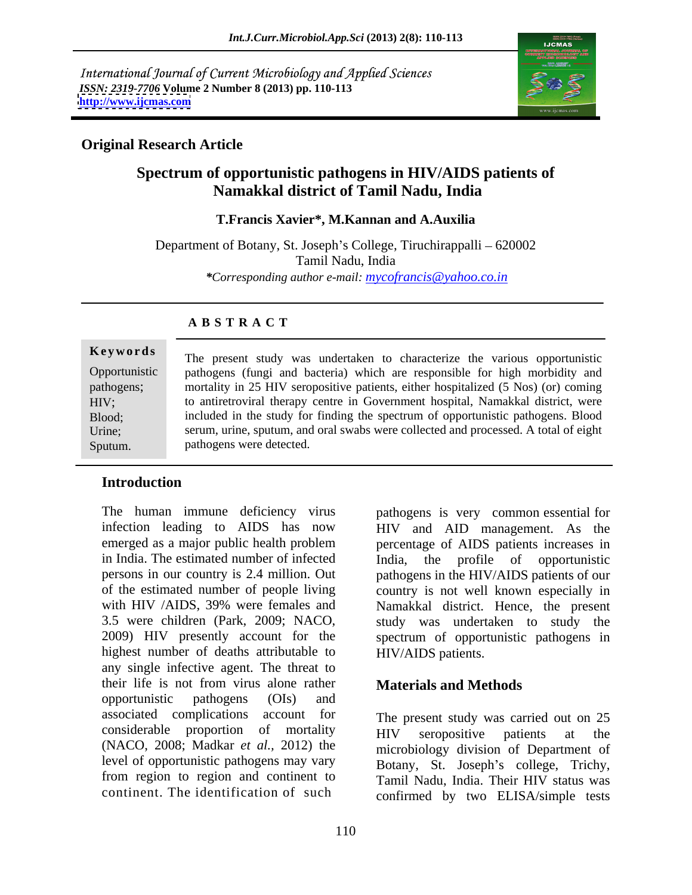International Journal of Current Microbiology and Applied Sciences
*ISSN: 2319-7706* Volume 2 Number 8 (2013) pp. 110-113
http://www.ijcmas.com

**Original Research Article**

# Spectrum of opportunistic pathogens in HIV/AIDS patients of Namakkal district of Tamil Nadu, India

**T.Francis Xavier\*, M.Kannan and A.Auxilia**

Department of Botany, St. Joseph's College, Tiruchirappalli – 620002 Tamil Nadu, India

*\*Corresponding author e-mail: mycofrancis@yahoo.co.in*

## A B S T R A C T

**Keywords**

Opportunistic pathogens; HIV; Blood; Urine; Sputum.

The present study was undertaken to characterize the various opportunistic pathogens (fungi and bacteria) which are responsible for high morbidity and mortality in 25 HIV seropositive patients, either hospitalized (5 Nos) (or) coming to antiretroviral therapy centre in Government hospital, Namakkal district, were included in the study for finding the spectrum of opportunistic pathogens. Blood serum, urine, sputum, and oral swabs were collected and processed. A total of eight pathogens were detected.

## Introduction

The human immune deficiency virus infection leading to AIDS has now emerged as a major public health problem in India. The estimated number of infected persons in our country is 2.4 million. Out of the estimated number of people living with HIV /AIDS, 39% were females and 3.5 were children (Park, 2009; NACO, 2009) HIV presently account for the highest number of deaths attributable to any single infective agent. The threat to their life is not from virus alone rather opportunistic pathogens (OIs) and associated complications account for considerable proportion of mortality (NACO, 2008; Madkar *et al.*, 2012) the level of opportunistic pathogens may vary from region to region and continent to continent. The identification of such pathogens is very common essential for HIV and AID management. As the percentage of AIDS patients increases in India, the profile of opportunistic pathogens in the HIV/AIDS patients of our country is not well known especially in Namakkal district. Hence, the present study was undertaken to study the spectrum of opportunistic pathogens in HIV/AIDS patients.

## Materials and Methods

The present study was carried out on 25 HIV seropositive patients at the microbiology division of Department of Botany, St. Joseph's college, Trichy, Tamil Nadu, India. Their HIV status was confirmed by two ELISA/simple tests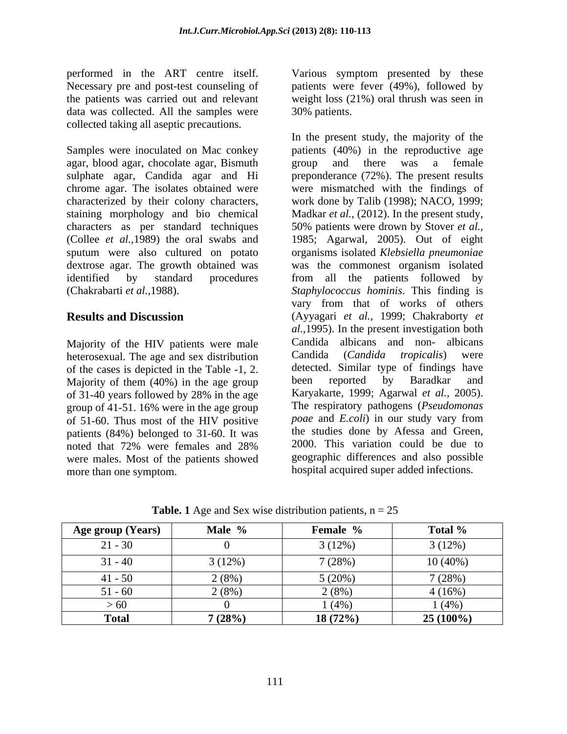performed in the ART centre itself. Necessary pre and post-test counseling of the patients was carried out and relevant data was collected. All the samples were collected taking all aseptic precautions.

Samples were inoculated on Mac conkey agar, blood agar, chocolate agar, Bismuth sulphate agar, Candida agar and Hi chrome agar. The isolates obtained were characterized by their colony characters, staining morphology and bio chemical characters as per standard techniques (Collee *et al.,*1989) the oral swabs and sputum were also cultured on potato dextrose agar. The growth obtained was identified by standard procedures (Chakrabarti *et al.,*1988).

## Results and Discussion

Majority of the HIV patients were male heterosexual. The age and sex distribution of the cases is depicted in the Table -1, 2. Majority of them (40%) in the age group of 31-40 years followed by 28% in the age group of 41-51. 16% were in the age group of 51-60. Thus most of the HIV positive patients (84%) belonged to 31-60. It was noted that 72% were females and 28% were males. Most of the patients showed more than one symptom.

Various symptom presented by these patients were fever (49%), followed by weight loss (21%) oral thrush was seen in 30% patients.

In the present study, the majority of the patients (40%) in the reproductive age group and there was a female preponderance (72%). The present results were mismatched with the findings of work done by Talib (1998); NACO, 1999; Madkar *et al.,* (2012). In the present study, 50% patients were drown by Stover *et al.,* 1985; Agarwal, 2005). Out of eight organisms isolated *Klebsiella pneumoniae* was the commonest organism isolated from all the patients followed by *Staphylococcus hominis*. This finding is vary from that of works of others (Ayyagari *et al.,* 1999; Chakraborty *et al.,*1995). In the present investigation both Candida albicans and non- albicans Candida (*Candida tropicalis*) were detected. Similar type of findings have been reported by Baradkar and Karyakarte, 1999; Agarwal *et al.,* 2005). The respiratory pathogens (*Pseudomonas poae* and *E.coli*) in our study vary from the studies done by Afessa and Green, 2000. This variation could be due to geographic differences and also possible hospital acquired super added infections.

**Table. 1** Age and Sex wise distribution patients, n = 25

| **Age group (Years)** | **Male %** | **Female %** | **Total %** |
|---|---|---|---|
| 21 - 30 | 0 | 3 (12%) | 3 (12%) |
| 31 - 40 | 3 (12%) | 7 (28%) | 10 (40%) |
| 41 - 50 | 2 (8%) | 5 (20%) | 7 (28%) |
| 51 - 60 | 2 (8%) | 2 (8%) | 4 (16%) |
| > 60 | 0 | 1 (4%) | 1 (4%) |
| **Total** | **7 (28%)** | **18 (72%)** | **25 (100%)** |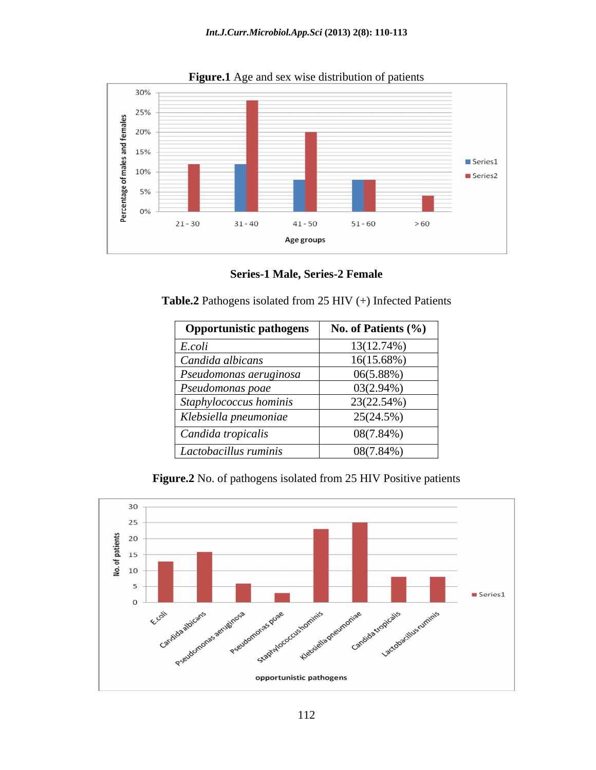**Figure.1** Age and sex wise distribution of patients

**Series-1 Male, Series-2 Female**

**Table.2** Pathogens isolated from 25 HIV (+) Infected Patients

| **Opportunistic pathogens** | **No. of Patients (%)** |
|---|---|
| *E.coli* | 13(12.74%) |
| *Candida albicans* | 16(15.68%) |
| *Pseudomonas aeruginosa* | 06(5.88%) |
| *Pseudomonas poae* | 03(2.94%) |
| *Staphylococcus hominis* | 23(22.54%) |
| *Klebsiella pneumoniae* | 25(24.5%) |
| *Candida tropicalis* | 08(7.84%) |
| *Lactobacillus ruminis* | 08(7.84%) |

**Figure.2** No. of pathogens isolated from 25 HIV Positive patients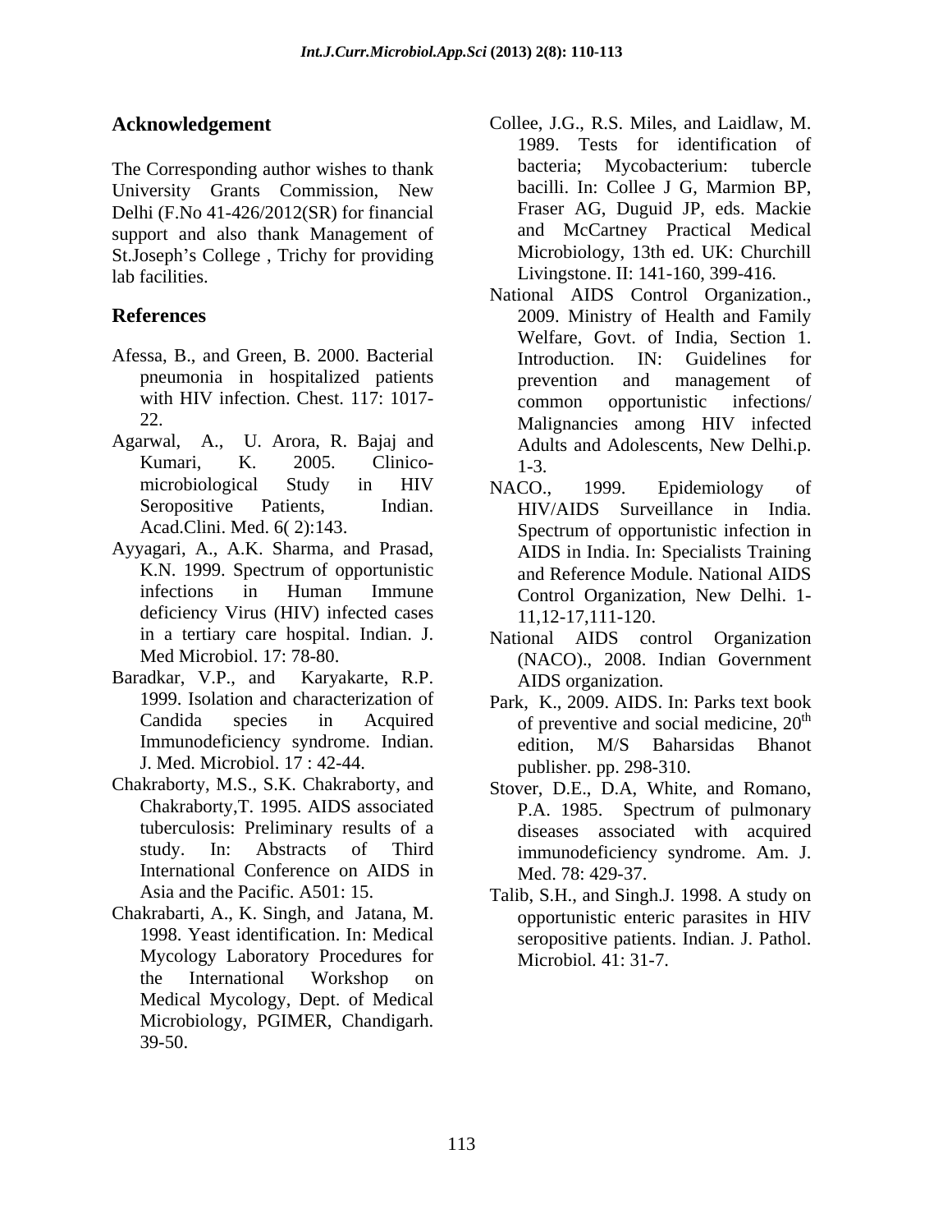## Acknowledgement

The Corresponding author wishes to thank University Grants Commission, New Delhi (F.No 41-426/2012(SR) for financial support and also thank Management of St.Joseph's College , Trichy for providing lab facilities.

## References

Afessa, B., and Green, B. 2000. Bacterial pneumonia in hospitalized patients with HIV infection. Chest. 117: 1017-22.

Agarwal, A., U. Arora, R. Bajaj and Kumari, K. 2005. Clinico-microbiological Study in HIV Seropositive Patients, Indian. Acad.Clini. Med. 6( 2):143.

Ayyagari, A., A.K. Sharma, and Prasad, K.N. 1999. Spectrum of opportunistic infections in Human Immune deficiency Virus (HIV) infected cases in a tertiary care hospital. Indian. J. Med Microbiol. 17: 78-80.

Baradkar, V.P., and Karyakarte, R.P. 1999. Isolation and characterization of Candida species in Acquired Immunodeficiency syndrome. Indian. J. Med. Microbiol. 17 : 42-44.

Chakraborty, M.S., S.K. Chakraborty, and Chakraborty,T. 1995. AIDS associated tuberculosis: Preliminary results of a study. In: Abstracts of Third International Conference on AIDS in Asia and the Pacific. A501: 15.

Chakrabarti, A., K. Singh, and Jatana, M. 1998. Yeast identification. In: Medical Mycology Laboratory Procedures for the International Workshop on Medical Mycology, Dept. of Medical Microbiology, PGIMER, Chandigarh. 39-50.

Collee, J.G., R.S. Miles, and Laidlaw, M. 1989. Tests for identification of bacteria; Mycobacterium: tubercle bacilli. In: Collee J G, Marmion BP, Fraser AG, Duguid JP, eds. Mackie and McCartney Practical Medical Microbiology, 13th ed. UK: Churchill Livingstone. II: 141-160, 399-416.

National AIDS Control Organization., 2009. Ministry of Health and Family Welfare, Govt. of India, Section 1. Introduction. IN: Guidelines for prevention and management of common opportunistic infections/ Malignancies among HIV infected Adults and Adolescents, New Delhi.p. 1-3.

NACO., 1999. Epidemiology of HIV/AIDS Surveillance in India. Spectrum of opportunistic infection in AIDS in India. In: Specialists Training and Reference Module. National AIDS Control Organization, New Delhi. 1-11,12-17,111-120.

National AIDS control Organization (NACO)., 2008. Indian Government AIDS organization.

Park, K., 2009. AIDS. In: Parks text book of preventive and social medicine, 20th edition, M/S Baharsidas Bhanot publisher. pp. 298-310.

Stover, D.E., D.A, White, and Romano, P.A. 1985. Spectrum of pulmonary diseases associated with acquired immunodeficiency syndrome. Am. J. Med. 78: 429-37.

Talib, S.H., and Singh.J. 1998. A study on opportunistic enteric parasites in HIV seropositive patients. Indian. J. Pathol. Microbiol. 41: 31-7.